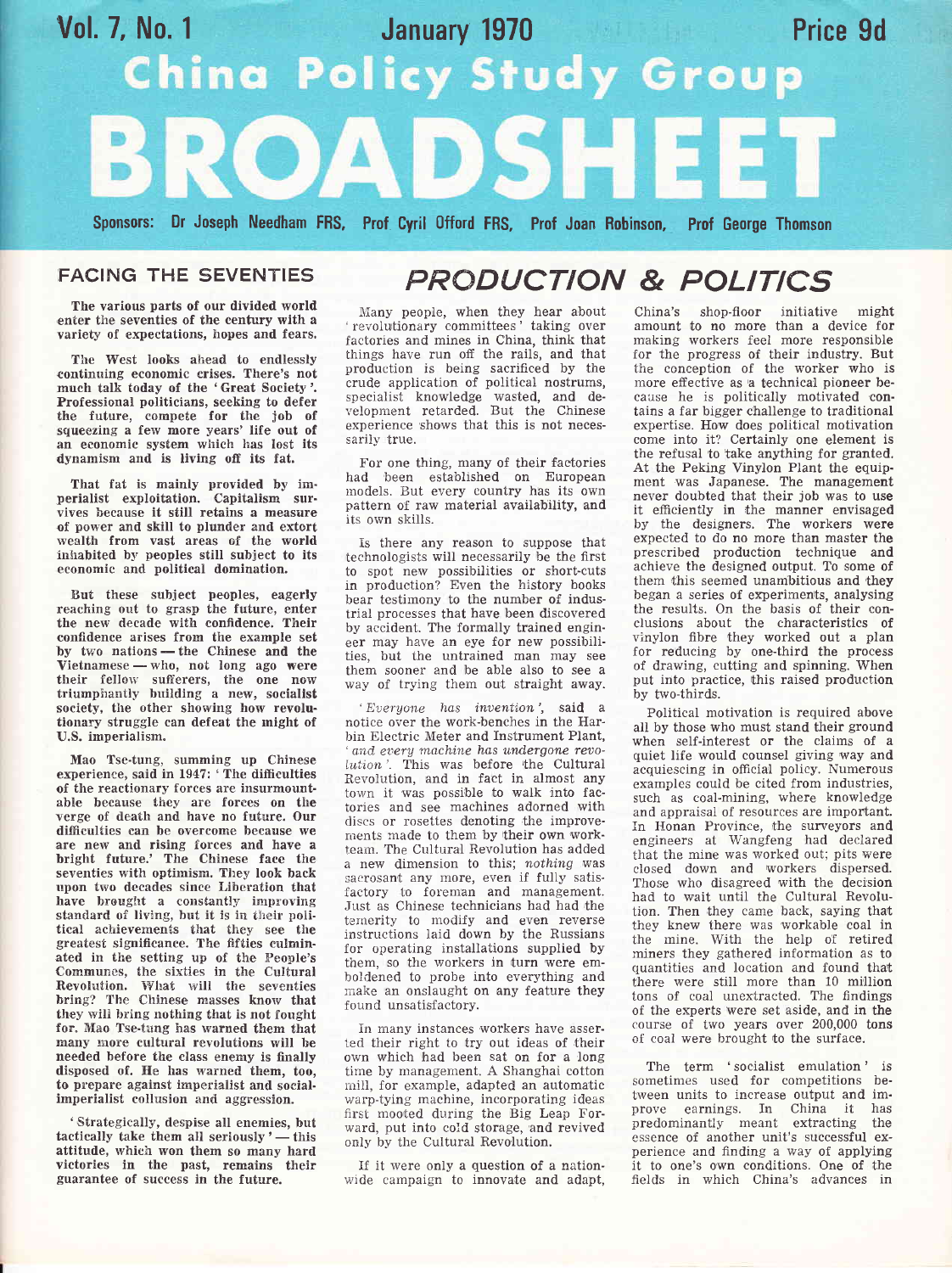# China Policy Study Group BROADSHEET

Vol. 7, No. 1 — January 1970 — Price 9d

Sponsors: Dr Joseph Needham FRS, Prof Cyril Offord FRS, Prof Joan Robinson, Prof George Thomson

## FACING THE SEVENTIES

**The various parts of our divided world enter the seventies of the century with a variety of expectations, hopes and fears.**

**The West looks ahead to endlessly continuing economic crises. There's not much talk today of the 'Great Society'. Professional politicians, seeking to defer the future, compete for the job of squeezing a few more years' life out of an economic system which has lost its dynamism and is living off its fat.**

**That fat is mainly provided by imperialist exploitation. Capitalism survives because it still retains a measure of power and skill to plunder and extort wealth from vast areas of the world inhabited by peoples still subject to its economic and political domination.**

**But these subject peoples, eagerly reaching out to grasp the future, enter the new decade with confidence. Their confidence arises from the example set by two nations — the Chinese and the Vietnamese — who, not long ago were their fellow sufferers, the one now triumphantly building a new, socialist society, the other showing how revolutionary struggle can defeat the might of U.S. imperialism.**

**Mao Tse-tung, summing up Chinese experience, said in 1947: 'The difficulties of the reactionary forces are insurmountable because they are forces on the verge of death and have no future. Our difficulties can be overcome because we are new and rising forces and have a bright future.' The Chinese face the seventies with optimism. They look back upon two decades since Liberation that have brought a constantly improving standard of living, but it is in their political achievements that they see the greatest significance. The fifties culminated in the setting up of the People's Communes, the sixties in the Cultural Revolution. What will the seventies bring? The Chinese masses know that they will bring nothing that is not fought for. Mao Tse-tung has warned them that many more cultural revolutions will be needed before the class enemy is finally disposed of. He has warned them, too, to prepare against imperialist and social-imperialist collusion and aggression.**

**'Strategically, despise all enemies, but tactically take them all seriously' — this attitude, which won them so many hard victories in the past, remains their guarantee of success in the future.**

## PRODUCTION & POLITICS

Many people, when they hear about 'revolutionary committees' taking over factories and mines in China, think that things have run off the rails, and that production is being sacrificed by the crude application of political nostrums, specialist knowledge wasted, and development retarded. But the Chinese experience shows that this is not necessarily true.

For one thing, many of their factories had been established on European models. But every country has its own pattern of raw material availability, and its own skills.

Is there any reason to suppose that technologists will necessarily be the first to spot new possibilities or short-cuts in production? Even the history books bear testimony to the number of industrial processes that have been discovered by accident. The formally trained engineer may have an eye for new possibilities, but the untrained man may see them sooner and be able also to see a way of trying them out straight away.

*'Everyone has invention'*, said a notice over the work-benches in the Harbin Electric Meter and Instrument Plant, *'and every machine has undergone revolution'*. This was before the Cultural Revolution, and in fact in almost any town it was possible to walk into factories and see machines adorned with discs or rosettes denoting the improvements made to them by their own workteam. The Cultural Revolution has added a new dimension to this; *nothing* was sacrosant any more, even if fully satisfactory to foreman and management. Just as Chinese technicians had had the temerity to modify and even reverse instructions laid down by the Russians for operating installations supplied by them, so the workers in turn were emboldened to probe into everything and make an onslaught on any feature they found unsatisfactory.

In many instances workers have asserted their right to try out ideas of their own which had been sat on for a long time by management. A Shanghai cotton mill, for example, adapted an automatic warp-tying machine, incorporating ideas first mooted during the Big Leap Forward, put into cold storage, and revived only by the Cultural Revolution.

If it were only a question of a nationwide campaign to innovate and adapt, China's shop-floor initiative might amount to no more than a device for making workers feel more responsible for the progress of their industry. But the conception of the worker who is more effective as a technical pioneer because he is politically motivated contains a far bigger challenge to traditional expertise. How does political motivation come into it? Certainly one element is the refusal to take anything for granted. At the Peking Vinylon Plant the equipment was Japanese. The management never doubted that their job was to use it efficiently in the manner envisaged by the designers. The workers were expected to do no more than master the prescribed production technique and achieve the designed output. To some of them this seemed unambitious and they began a series of experiments, analysing the results. On the basis of their conclusions about the characteristics of vinylon fibre they worked out a plan for reducing by one-third the process of drawing, cutting and spinning. When put into practice, this raised production by two-thirds.

Political motivation is required above all by those who must stand their ground when self-interest or the claims of a quiet life would counsel giving way and acquiescing in official policy. Numerous examples could be cited from industries, such as coal-mining, where knowledge and appraisal of resources are important. In Honan Province, the surveyors and engineers at Wangfeng had declared that the mine was worked out; pits were closed down and workers dispersed. Those who disagreed with the decision had to wait until the Cultural Revolution. Then they came back, saying that they knew there was workable coal in the mine. With the help of retired miners they gathered information as to quantities and location and found that there were still more than 10 million tons of coal unextracted. The findings of the experts were set aside, and in the course of two years over 200,000 tons of coal were brought to the surface.

The term 'socialist emulation' is sometimes used for competitions between units to increase output and improve earnings. In China it has predominantly meant extracting the essence of another unit's successful experience and finding a way of applying it to one's own conditions. One of the fields in which China's advances in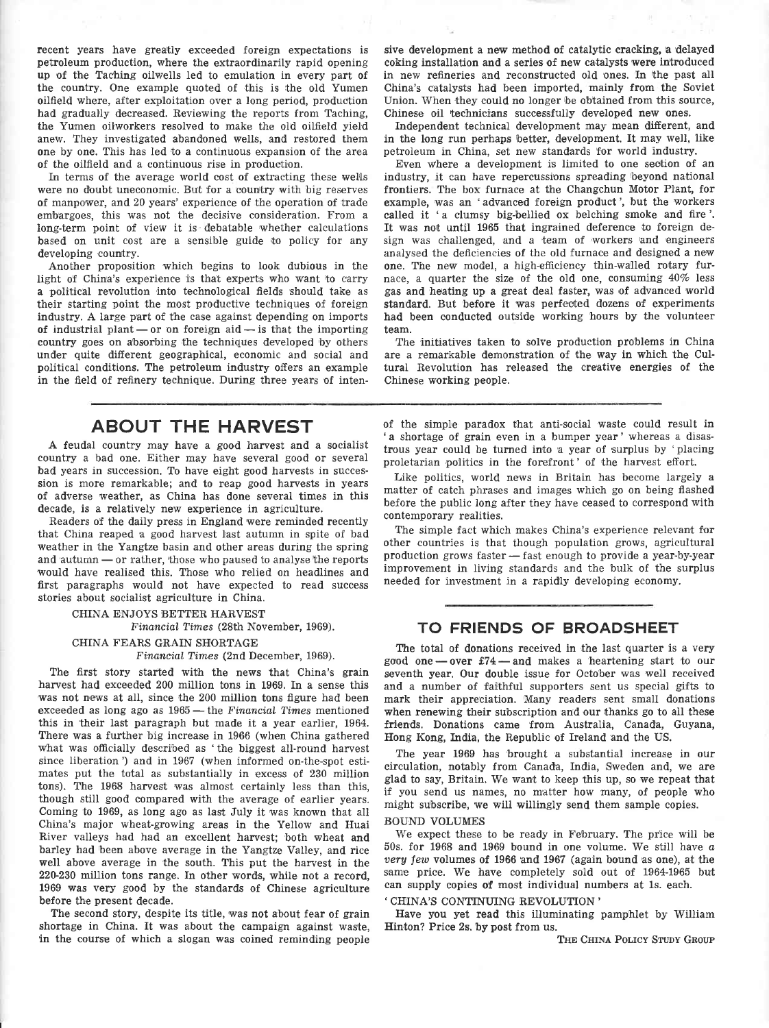recent years have greatly exceeded foreign expectations is petroleum production, where the extraordinarily rapid opening up of the Taching oilwells led to emulation in every part of the country. One example quoted of this is the old Yumen oilfield where, after exploitation over a long period, production had gradually decreased. Reviewing the reports from Taching, the Yumen oilworkers resolved to make the old oilfield yield anew. They investigated abandoned wells, and restored them one by one. This has led to a continuous expansion of the area of the oilfield and a continuous rise in production.

In terms of the average world cost of extracting these wells were no doubt uneconomic. But for a country with big reserves of manpower, and 20 years' experience of the operation of trade embargoes, this was not the decisive consideration. From a long-term point of view it is debatable whether calculations based on unit cost are a sensible guide to policy for any developing country.

Another proposition which begins to look dubious in the light of China's experience is that experts who want to carry a political revolution into technological fields should take as their starting point the most productive techniques of foreign industry. A large part of the case against depending on imports of industrial plant — or on foreign aid — is that the importing country goes on absorbing the techniques developed by others under quite different geographical, economic and social and political conditions. The petroleum industry offers an example in the field of refinery technique. During three years of intensive development a new method of catalytic cracking, a delayed coking installation and a series of new catalysts were introduced in new refineries and reconstructed old ones. In the past all China's catalysts had been imported, mainly from the Soviet Union. When they could no longer be obtained from this source, Chinese oil technicians successfully developed new ones.

Independent technical development may mean different, and in the long run perhaps better, development. It may well, like petroleum in China, set new standards for world industry.

Even where a development is limited to one section of an industry, it can have repercussions spreading beyond national frontiers. The box furnace at the Changchun Motor Plant, for example, was an 'advanced foreign product', but the workers called it 'a clumsy big-bellied ox belching smoke and fire'. It was not until 1965 that ingrained deference to foreign design was challenged, and a team of workers and engineers analysed the deficiencies of the old furnace and designed a new one. The new model, a high-efficiency thin-walled rotary furnace, a quarter the size of the old one, consuming 40% less gas and heating up a great deal faster, was of advanced world standard. But before it was perfected dozens of experiments had been conducted outside working hours by the volunteer team.

The initiatives taken to solve production problems in China are a remarkable demonstration of the way in which the Cultural Revolution has released the creative energies of the Chinese working people.

## ABOUT THE HARVEST

A feudal country may have a good harvest and a socialist country a bad one. Either may have several good or several bad years in succession. To have eight good harvests in succession is more remarkable; and to reap good harvests in years of adverse weather, as China has done several times in this decade, is a relatively new experience in agriculture.

Readers of the daily press in England were reminded recently that China reaped a good harvest last autumn in spite of bad weather in the Yangtze basin and other areas during the spring and autumn — or rather, those who paused to analyse the reports would have realised this. Those who relied on headlines and first paragraphs would not have expected to read success stories about socialist agriculture in China.

CHINA ENJOYS BETTER HARVEST
*Financial Times* (28th November, 1969).

CHINA FEARS GRAIN SHORTAGE
*Financial Times* (2nd December, 1969).

The first story started with the news that China's grain harvest had exceeded 200 million tons in 1969. In a sense this was not news at all, since the 200 million tons figure had been exceeded as long ago as 1965 — the *Financial Times* mentioned this in their last paragraph but made it a year earlier, 1964. There was a further big increase in 1966 (when China gathered what was officially described as 'the biggest all-round harvest since liberation') and in 1967 (when informed on-the-spot estimates put the total as substantially in excess of 230 million tons). The 1968 harvest was almost certainly less than this, though still good compared with the average of earlier years. Coming to 1969, as long ago as last July it was known that all China's major wheat-growing areas in the Yellow and Huai River valleys had had an excellent harvest; both wheat and barley had been above average in the Yangtze Valley, and rice well above average in the south. This put the harvest in the 220-230 million tons range. In other words, while not a record, 1969 was very good by the standards of Chinese agriculture before the present decade.

The second story, despite its title, was not about fear of grain shortage in China. It was about the campaign against waste, in the course of which a slogan was coined reminding people of the simple paradox that anti-social waste could result in 'a shortage of grain even in a bumper year' whereas a disastrous year could be turned into a year of surplus by 'placing proletarian politics in the forefront' of the harvest effort.

Like politics, world news in Britain has become largely a matter of catch phrases and images which go on being flashed before the public long after they have ceased to correspond with contemporary realities.

The simple fact which makes China's experience relevant for other countries is that though population grows, agricultural production grows faster — fast enough to provide a year-by-year improvement in living standards and the bulk of the surplus needed for investment in a rapidly developing economy.

## TO FRIENDS OF BROADSHEET

The total of donations received in the last quarter is a very good one — over £74 — and makes a heartening start to our seventh year. Our double issue for October was well received and a number of faithful supporters sent us special gifts to mark their appreciation. Many readers sent small donations when renewing their subscription and our thanks go to all these friends. Donations came from Australia, Canada, Guyana, Hong Kong, India, the Republic of Ireland and the US.

The year 1969 has brought a substantial increase in our circulation, notably from Canada, India, Sweden and, we are glad to say, Britain. We want to keep this up, so we repeat that if you send us names, no matter how many, of people who might subscribe, we will willingly send them sample copies.

### BOUND VOLUMES

We expect these to be ready in February. The price will be 50s. for 1968 and 1969 bound in one volume. We still have a *very few* volumes of 1966 and 1967 (again bound as one), at the same price. We have completely sold out of 1964-1965 but can supply copies of most individual numbers at 1s. each.

### 'CHINA'S CONTINUING REVOLUTION'

Have you yet read this illuminating pamphlet by William Hinton? Price 2s. by post from us.

THE CHINA POLICY STUDY GROUP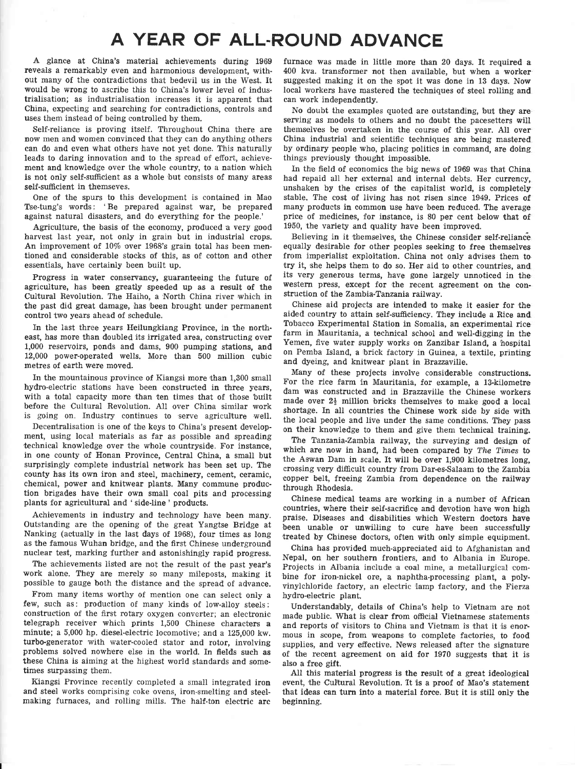# A YEAR OF ALL-ROUND ADVANCE

A glance at China's material achievements during 1969 reveals a remarkably even and harmonious development, without many of the contradictions that bedevil us in the West. It would be wrong to ascribe this to China's lower level of industrialisation; as industrialisation increases it is apparent that China, expecting and searching for contradictions, controls and uses them instead of being controlled by them.

Self-reliance is proving itself. Throughout China there are now men and women convinced that they can do anything others can do and even what others have not yet done. This naturally leads to daring innovation and to the spread of effort, achievement and knowledge over the whole country, to a nation which is not only self-sufficient as a whole but consists of many areas self-sufficient in themseves.

One of the spurs to this development is contained in Mao Tse-tung's words: 'Be prepared against war, be prepared against natural disasters, and do everything for the people.'

Agriculture, the basis of the economy, produced a very good harvest last year, not only in grain but in industrial crops. An improvement of 10% over 1968's grain total has been mentioned and considerable stocks of this, as of cotton and other essentials, have certainly been built up.

Progress in water conservancy, guaranteeing the future of agriculture, has been greatly speeded up as a result of the Cultural Revolution. The Haiho, a North China river which in the past did great damage, has been brought under permanent control two years ahead of schedule.

In the last three years Heilungkiang Province, in the north-east, has more than doubled its irrigated area, constructing over 1,000 reservoirs, ponds and dams, 900 pumping stations, and 12,000 power-operated wells. More than 500 million cubic metres of earth were moved.

In the mountainous province of Kiangsi more than 1,300 small hydro-electric stations have been constructed in three years, with a total capacity more than ten times that of those built before the Cultural Revolution. All over China similar work is going on. Industry continues to serve agriculture well.

Decentralisation is one of the keys to China's present development, using local materials as far as possible and spreading technical knowledge over the whole countryside. For instance, in one county of Honan Province, Central China, a small but surprisingly complete industrial network has been set up. The county has its own iron and steel, machinery, cement, ceramic, chemical, power and knitwear plants. Many commune production brigades have their own small coal pits and processing plants for agricultural and 'side-line' products.

Achievements in industry and technology have been many. Outstanding are the opening of the great Yangtse Bridge at Nanking (actually in the last days of 1968), four times as long as the famous Wuhan bridge, and the first Chinese underground nuclear test, marking further and astonishingly rapid progress.

The achievements listed are not the result of the past year's work alone. They are merely so many mileposts, making it possible to gauge both the distance and the spread of advance.

From many items worthy of mention one can select only a few, such as: production of many kinds of low-alloy steels; construction of the first rotary oxygen converter; an electronic telegraph receiver which prints 1,500 Chinese characters a minute; a 5,000 hp. diesel-electric locomotive; and a 125,000 kw. turbo-generator with water-cooled stator and rotor, involving problems solved nowhere else in the world. In fields such as these China is aiming at the highest world standards and sometimes surpassing them.

Kiangsi Province recently completed a small integrated iron and steel works comprising coke ovens, iron-smelting and steel-making furnaces, and rolling mills. The half-ton electric arc furnace was made in little more than 20 days. It required a 400 kva. transformer not then available, but when a worker suggested making it on the spot it was done in 13 days. Now local workers have mastered the techniques of steel rolling and can work independently.

No doubt the examples quoted are outstanding, but they are serving as models to others and no doubt the pacesetters will themselves be overtaken in the course of this year. All over China industrial and scientific techniques are being mastered by ordinary people who, placing politics in command, are doing things previously thought impossible.

In the field of economics the big news of 1969 was that China had repaid all her external and internal debts. Her currency, unshaken by the crises of the capitalist world, is completely stable. The cost of living has not risen since 1949. Prices of many products in common use have been reduced. The average price of medicines, for instance, is 80 per cent below that of 1950, the variety and quality have been improved.

Believing in it themselves, the Chinese consider self-reliance equally desirable for other peoples seeking to free themselves from imperialist exploitation. China not only advises them to try it, she helps them to do so. Her aid to other countries, and its very generous terms, have gone largely unnoticed in the western press, except for the recent agreement on the construction of the Zambia-Tanzania railway.

Chinese aid projects are intended to make it easier for the aided country to attain self-sufficiency. They include a Rice and Tobacco Experimental Station in Somalia, an experimental rice farm in Mauritania, a technical school and well-digging in the Yemen, five water supply works on Zanzibar Island, a hospital on Pemba Island, a brick factory in Guinea, a textile, printing and dyeing, and knitwear plant in Brazzaville.

Many of these projects involve considerable constructions. For the rice farm in Mauritania, for example, a 13-kilometre dam was constructed and in Brazzaville the Chinese workers made over 2½ million bricks themselves to make good a local shortage. In all countries the Chinese work side by side with the local people and live under the same conditions. They pass on their knowledge to them and give them technical training.

The Tanzania-Zambia railway, the surveying and design of which are now in hand, had been compared by *The Times* to the Aswan Dam in scale. It will be over 1,900 kilometres long, crossing very difficult country from Dar-es-Salaam to the Zambia copper belt, freeing Zambia from dependence on the railway through Rhodesia.

Chinese medical teams are working in a number of African countries, where their self-sacrifice and devotion have won high praise. Diseases and disabilities which Western doctors have been unable or unwilling to cure have been successfully treated by Chinese doctors, often with only simple equipment.

China has provided much-appreciated aid to Afghanistan and Nepal, on her southern frontiers, and to Albania in Europe. Projects in Albania include a coal mine, a metallurgical combine for iron-nickel ore, a naphtha-processing plant, a polyvinylchloride factory, an electric lamp factory, and the Fierza hydro-electric plant.

Understandably, details of China's help to Vietnam are not made public. What is clear from official Vietnamese statements and reports of visitors to China and Vietnam is that it is enormous in scope, from weapons to complete factories, to food supplies, and very effective. News released after the signature of the recent agreement on aid for 1970 suggests that it is also a free gift.

All this material progress is the result of a great ideological event, the Cultural Revolution. It is a proof of Mao's statement that ideas can turn into a material force. But it is still only the beginning.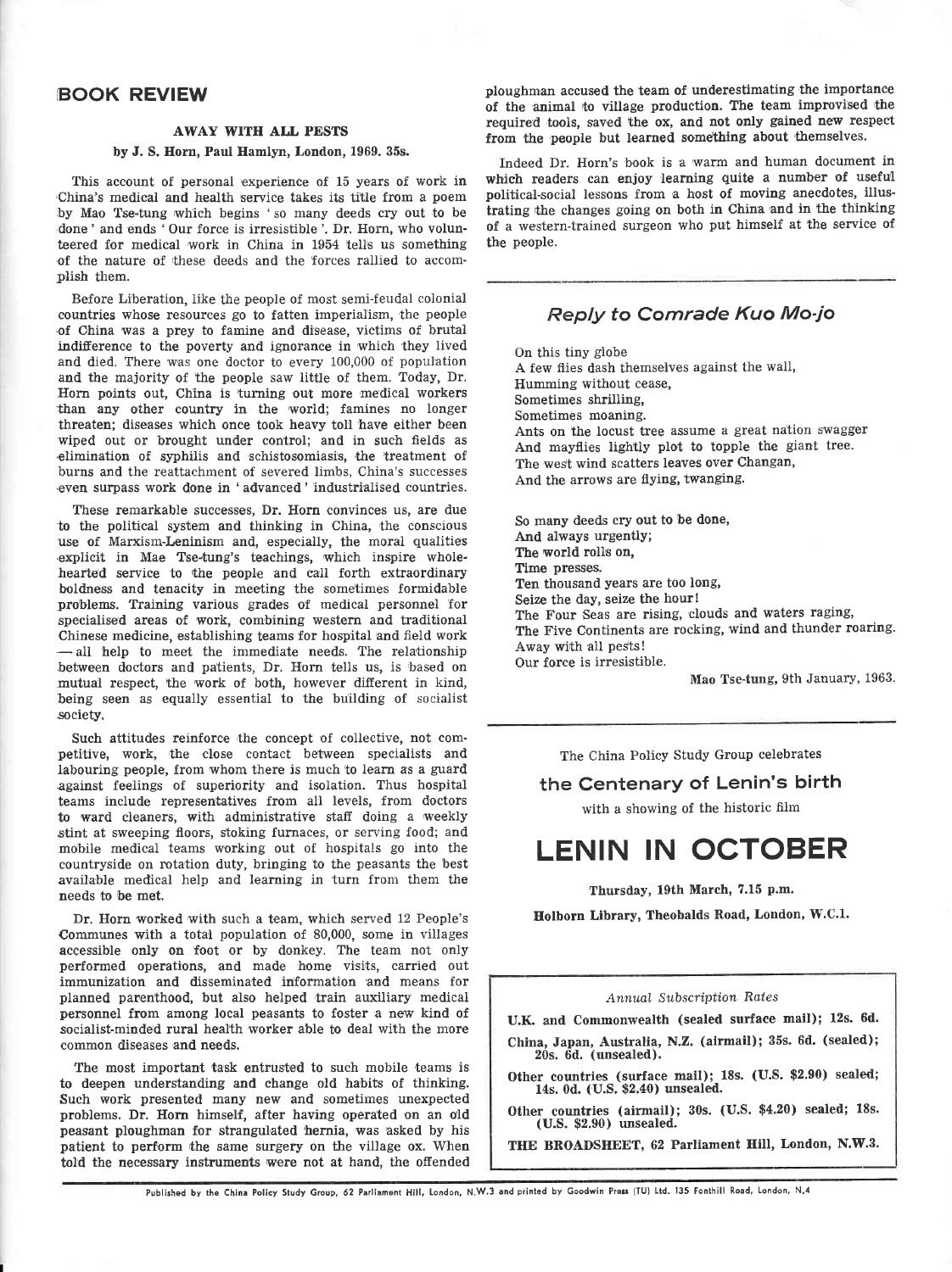## BOOK REVIEW

### AWAY WITH ALL PESTS

**by J. S. Horn, Paul Hamlyn, London, 1969. 35s.**

This account of personal experience of 15 years of work in China's medical and health service takes its title from a poem by Mao Tse-tung which begins 'so many deeds cry out to be done' and ends 'Our force is irresistible'. Dr. Horn, who volunteered for medical work in China in 1954 tells us something of the nature of these deeds and the forces rallied to accomplish them.

Before Liberation, like the people of most semi-feudal colonial countries whose resources go to fatten imperialism, the people of China was a prey to famine and disease, victims of brutal indifference to the poverty and ignorance in which they lived and died. There was one doctor to every 100,000 of population and the majority of the people saw little of them. Today, Dr. Horn points out, China is turning out more medical workers than any other country in the world; famines no longer threaten; diseases which once took heavy toll have either been wiped out or brought under control; and in such fields as elimination of syphilis and schistosomiasis, the treatment of burns and the reattachment of severed limbs, China's successes even surpass work done in 'advanced' industrialised countries.

These remarkable successes, Dr. Horn convinces us, are due to the political system and thinking in China, the conscious use of Marxism-Leninism and, especially, the moral qualities explicit in Mae Tse-tung's teachings, which inspire whole-hearted service to the people and call forth extraordinary boldness and tenacity in meeting the sometimes formidable problems. Training various grades of medical personnel for specialised areas of work, combining western and traditional Chinese medicine, establishing teams for hospital and field work — all help to meet the immediate needs. The relationship between doctors and patients, Dr. Horn tells us, is based on mutual respect, the work of both, however different in kind, being seen as equally essential to the building of socialist society.

Such attitudes reinforce the concept of collective, not competitive, work, the close contact between specialists and labouring people, from whom there is much to learn as a guard against feelings of superiority and isolation. Thus hospital teams include representatives from all levels, from doctors to ward cleaners, with administrative staff doing a weekly stint at sweeping floors, stoking furnaces, or serving food; and mobile medical teams working out of hospitals go into the countryside on rotation duty, bringing to the peasants the best available medical help and learning in turn from them the needs to be met.

Dr. Horn worked with such a team, which served 12 People's Communes with a total population of 80,000, some in villages accessible only on foot or by donkey. The team not only performed operations, and made home visits, carried out immunization and disseminated information and means for planned parenthood, but also helped train auxiliary medical personnel from among local peasants to foster a new kind of socialist-minded rural health worker able to deal with the more common diseases and needs.

The most important task entrusted to such mobile teams is to deepen understanding and change old habits of thinking. Such work presented many new and sometimes unexpected problems. Dr. Horn himself, after having operated on an old peasant ploughman for strangulated hernia, was asked by his patient to perform the same surgery on the village ox. When told the necessary instruments were not at hand, the offended ploughman accused the team of underestimating the importance of the animal to village production. The team improvised the required tools, saved the ox, and not only gained new respect from the people but learned something about themselves.

Indeed Dr. Horn's book is a warm and human document in which readers can enjoy learning quite a number of useful political-social lessons from a host of moving anecdotes, illustrating the changes going on both in China and in the thinking of a western-trained surgeon who put himself at the service of the people.

---

## *Reply to Comrade Kuo Mo-jo*

On this tiny globe
A few flies dash themselves against the wall,
Humming without cease,
Sometimes shrilling,
Sometimes moaning.
Ants on the locust tree assume a great nation swagger
And mayflies lightly plot to topple the giant tree.
The west wind scatters leaves over Changan,
And the arrows are flying, twanging.

So many deeds cry out to be done,
And always urgently;
The world rolls on,
Time presses.
Ten thousand years are too long,
Seize the day, seize the hour!
The Four Seas are rising, clouds and waters raging,
The Five Continents are rocking, wind and thunder roaring.
Away with all pests!
Our force is irresistible.

**Mao Tse-tung, 9th January, 1963.**

---

The China Policy Study Group celebrates

## the Centenary of Lenin's birth

with a showing of the historic film

# LENIN IN OCTOBER

**Thursday, 19th March, 7.15 p.m.**

**Holborn Library, Theobalds Road, London, W.C.1.**

---

*Annual Subscription Rates*

**U.K. and Commonwealth (sealed surface mail); 12s. 6d.**

**China, Japan, Australia, N.Z. (airmail); 35s. 6d. (sealed); 20s. 6d. (unsealed).**

**Other countries (surface mail); 18s. (U.S. $2.90) sealed; 14s. 0d. (U.S. $2.40) unsealed.**

**Other countries (airmail); 30s. (U.S. $4.20) sealed; 18s. (U.S. $2.90) unsealed.**

**THE BROADSHEET, 62 Parliament Hill, London, N.W.3.**

---

Published by the China Policy Study Group, 62 Parliament Hill, London, N.W.3 and printed by Goodwin Press (TU) Ltd. 135 Fonthill Road, London, N.4